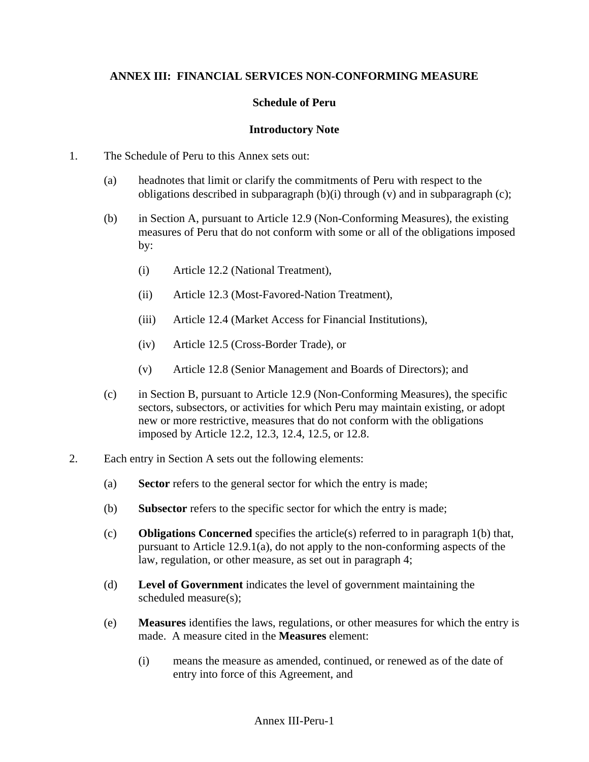# ANNEX III: FINANCIAL SERVICES NON-CONFORMING MEASURE

## Schedule of Peru

### Introductory Note

1. The Schedule of Peru to this Annex sets out:

   (a) headnotes that limit or clarify the commitments of Peru with respect to the obligations described in subparagraph (b)(i) through (v) and in subparagraph (c);

   (b) in Section A, pursuant to Article 12.9 (Non-Conforming Measures), the existing measures of Peru that do not conform with some or all of the obligations imposed by:

      (i) Article 12.2 (National Treatment),

      (ii) Article 12.3 (Most-Favored-Nation Treatment),

      (iii) Article 12.4 (Market Access for Financial Institutions),

      (iv) Article 12.5 (Cross-Border Trade), or

      (v) Article 12.8 (Senior Management and Boards of Directors); and

   (c) in Section B, pursuant to Article 12.9 (Non-Conforming Measures), the specific sectors, subsectors, or activities for which Peru may maintain existing, or adopt new or more restrictive, measures that do not conform with the obligations imposed by Article 12.2, 12.3, 12.4, 12.5, or 12.8.

2. Each entry in Section A sets out the following elements:

   (a) **Sector** refers to the general sector for which the entry is made;

   (b) **Subsector** refers to the specific sector for which the entry is made;

   (c) **Obligations Concerned** specifies the article(s) referred to in paragraph 1(b) that, pursuant to Article 12.9.1(a), do not apply to the non-conforming aspects of the law, regulation, or other measure, as set out in paragraph 4;

   (d) **Level of Government** indicates the level of government maintaining the scheduled measure(s);

   (e) **Measures** identifies the laws, regulations, or other measures for which the entry is made. A measure cited in the **Measures** element:

      (i) means the measure as amended, continued, or renewed as of the date of entry into force of this Agreement, and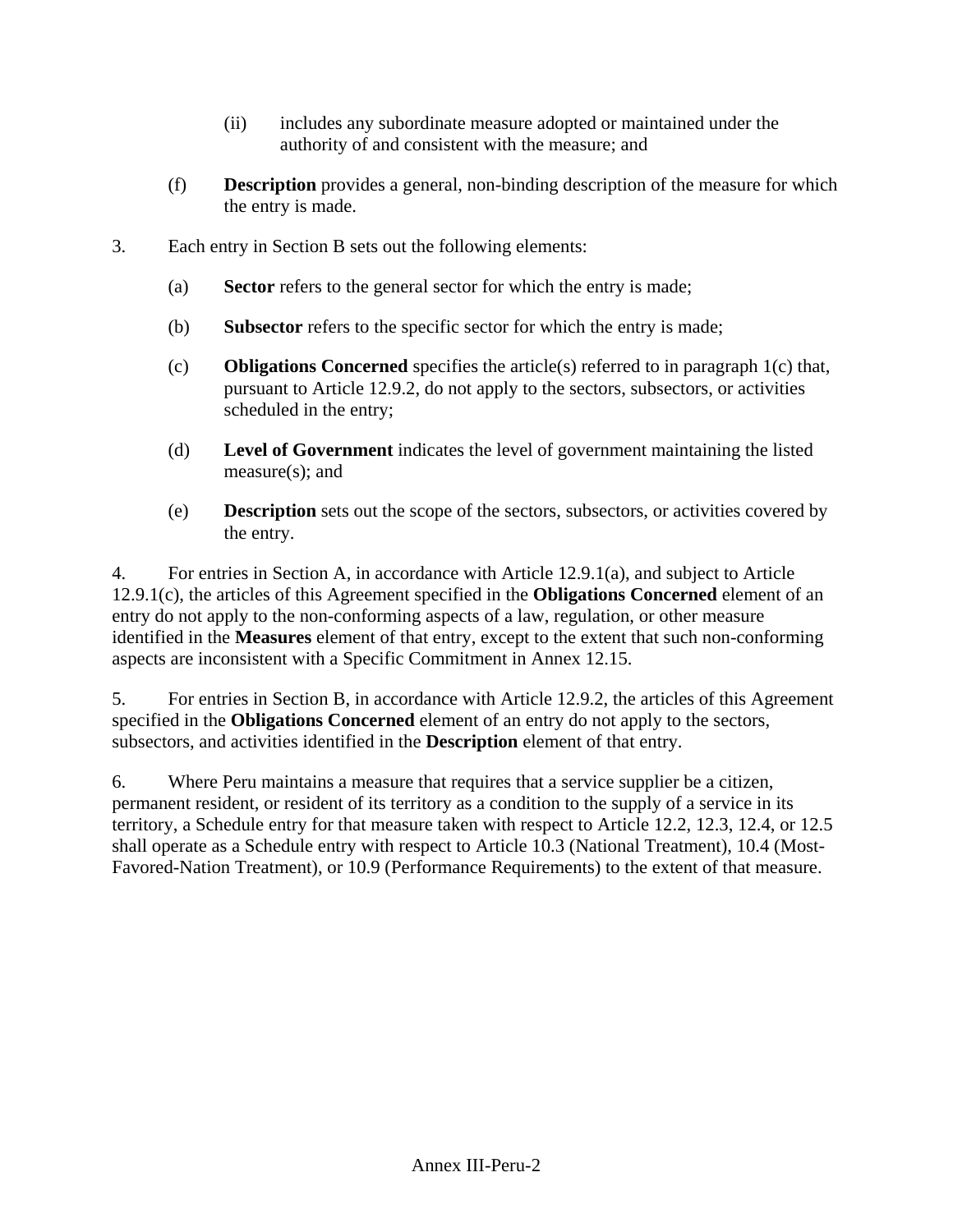(ii) includes any subordinate measure adopted or maintained under the authority of and consistent with the measure; and

(f) **Description** provides a general, non-binding description of the measure for which the entry is made.

3. Each entry in Section B sets out the following elements:

(a) **Sector** refers to the general sector for which the entry is made;

(b) **Subsector** refers to the specific sector for which the entry is made;

(c) **Obligations Concerned** specifies the article(s) referred to in paragraph 1(c) that, pursuant to Article 12.9.2, do not apply to the sectors, subsectors, or activities scheduled in the entry;

(d) **Level of Government** indicates the level of government maintaining the listed measure(s); and

(e) **Description** sets out the scope of the sectors, subsectors, or activities covered by the entry.

4. For entries in Section A, in accordance with Article 12.9.1(a), and subject to Article 12.9.1(c), the articles of this Agreement specified in the **Obligations Concerned** element of an entry do not apply to the non-conforming aspects of a law, regulation, or other measure identified in the **Measures** element of that entry, except to the extent that such non-conforming aspects are inconsistent with a Specific Commitment in Annex 12.15.

5. For entries in Section B, in accordance with Article 12.9.2, the articles of this Agreement specified in the **Obligations Concerned** element of an entry do not apply to the sectors, subsectors, and activities identified in the **Description** element of that entry.

6. Where Peru maintains a measure that requires that a service supplier be a citizen, permanent resident, or resident of its territory as a condition to the supply of a service in its territory, a Schedule entry for that measure taken with respect to Article 12.2, 12.3, 12.4, or 12.5 shall operate as a Schedule entry with respect to Article 10.3 (National Treatment), 10.4 (Most-Favored-Nation Treatment), or 10.9 (Performance Requirements) to the extent of that measure.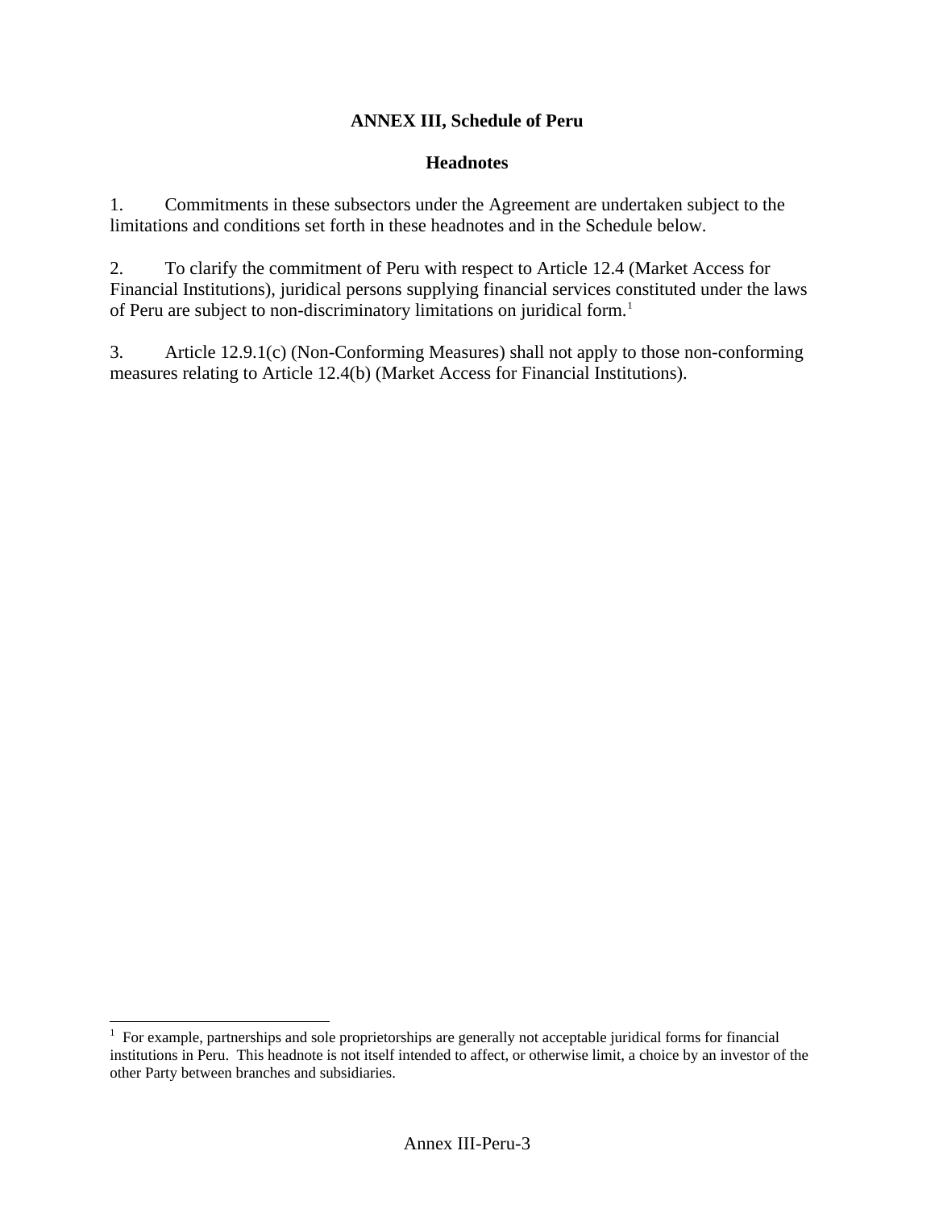# ANNEX III, Schedule of Peru

## Headnotes

1. Commitments in these subsectors under the Agreement are undertaken subject to the limitations and conditions set forth in these headnotes and in the Schedule below.

2. To clarify the commitment of Peru with respect to Article 12.4 (Market Access for Financial Institutions), juridical persons supplying financial services constituted under the laws of Peru are subject to non-discriminatory limitations on juridical form.[1]

3. Article 12.9.1(c) (Non-Conforming Measures) shall not apply to those non-conforming measures relating to Article 12.4(b) (Market Access for Financial Institutions).

---

[1] For example, partnerships and sole proprietorships are generally not acceptable juridical forms for financial institutions in Peru. This headnote is not itself intended to affect, or otherwise limit, a choice by an investor of the other Party between branches and subsidiaries.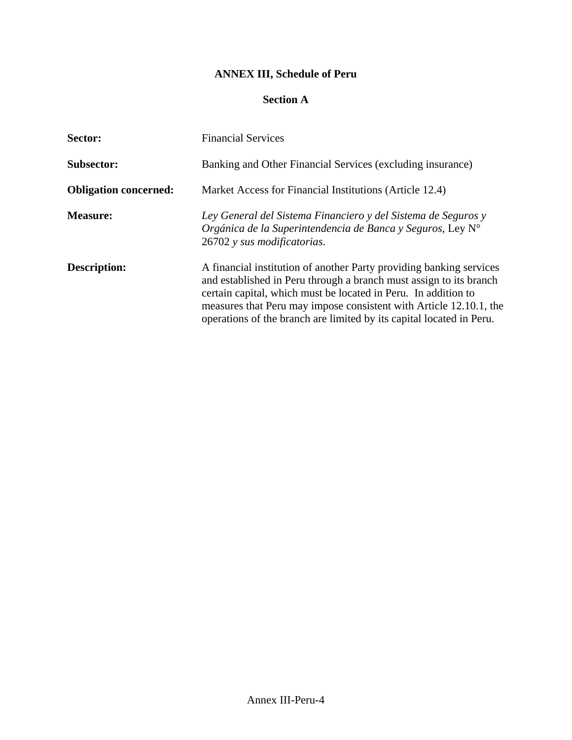**ANNEX III, Schedule of Peru**

**Section A**

**Sector:** Financial Services

**Subsector:** Banking and Other Financial Services (excluding insurance)

**Obligation concerned:** Market Access for Financial Institutions (Article 12.4)

**Measure:** *Ley General del Sistema Financiero y del Sistema de Seguros y Orgánica de la Superintendencia de Banca y Seguros*, Ley N° 26702 *y sus modificatorias*.

**Description:** A financial institution of another Party providing banking services and established in Peru through a branch must assign to its branch certain capital, which must be located in Peru. In addition to measures that Peru may impose consistent with Article 12.10.1, the operations of the branch are limited by its capital located in Peru.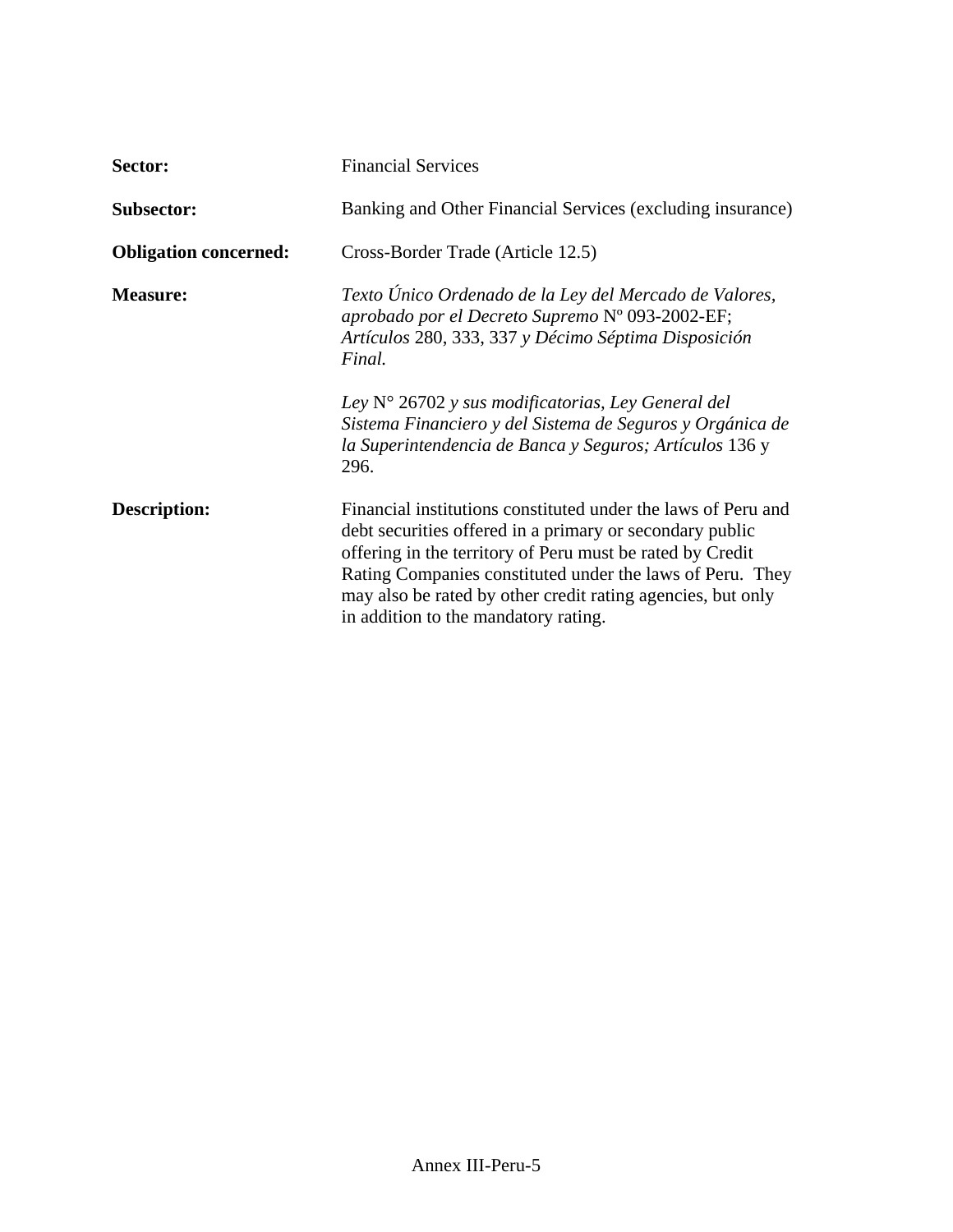**Sector:** Financial Services

**Subsector:** Banking and Other Financial Services (excluding insurance)

**Obligation concerned:** Cross-Border Trade (Article 12.5)

**Measure:** *Texto Único Ordenado de la Ley del Mercado de Valores, aprobado por el Decreto Supremo* Nº 093-2002-EF; *Artículos* 280, 333, 337 *y Décimo Séptima Disposición Final.*

*Ley* N° 26702 *y sus modificatorias, Ley General del Sistema Financiero y del Sistema de Seguros y Orgánica de la Superintendencia de Banca y Seguros; Artículos* 136 y 296.

**Description:** Financial institutions constituted under the laws of Peru and debt securities offered in a primary or secondary public offering in the territory of Peru must be rated by Credit Rating Companies constituted under the laws of Peru. They may also be rated by other credit rating agencies, but only in addition to the mandatory rating.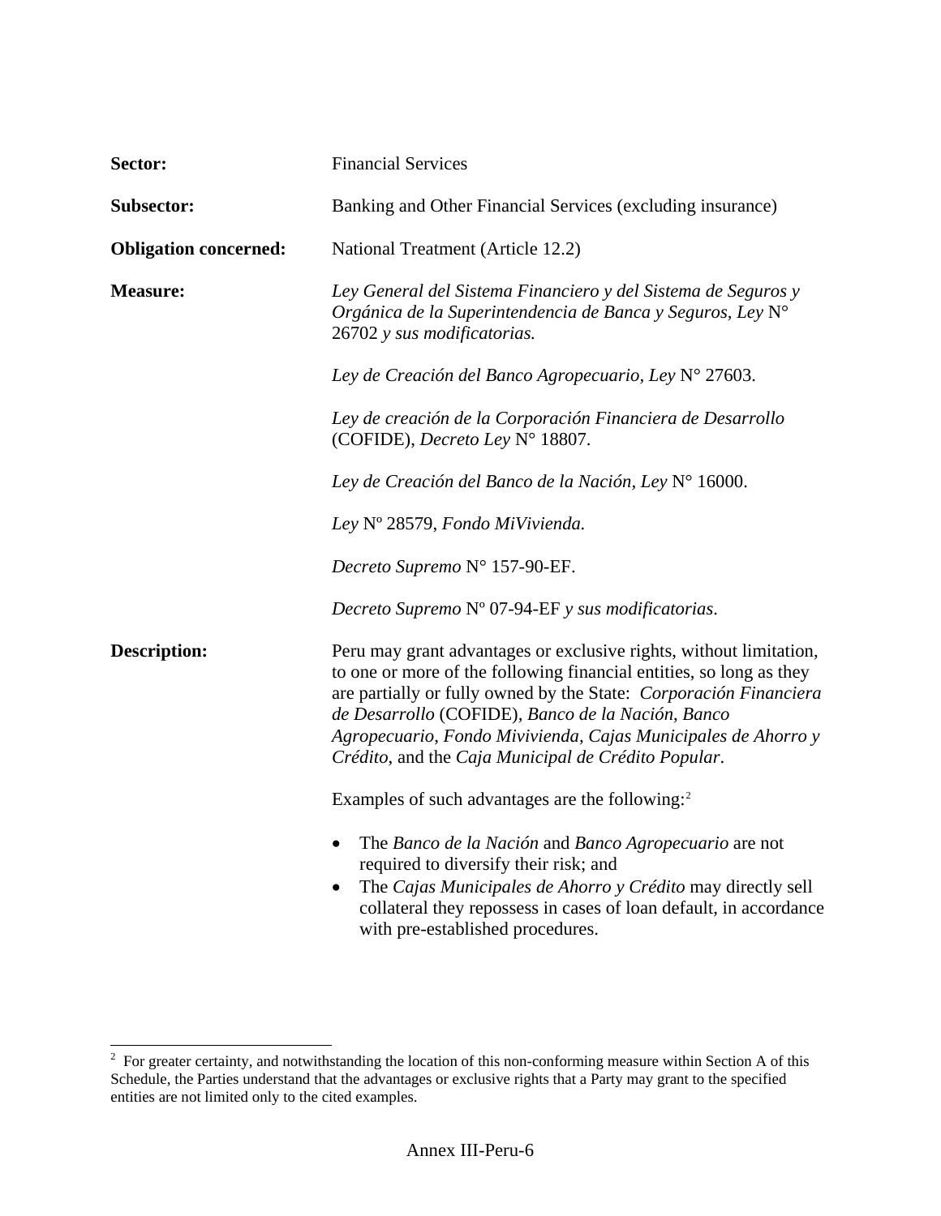**Sector:** Financial Services

**Subsector:** Banking and Other Financial Services (excluding insurance)

**Obligation concerned:** National Treatment (Article 12.2)

**Measure:** *Ley General del Sistema Financiero y del Sistema de Seguros y Orgánica de la Superintendencia de Banca y Seguros, Ley* N° 26702 *y sus modificatorias.*

*Ley de Creación del Banco Agropecuario, Ley* N° 27603.

*Ley de creación de la Corporación Financiera de Desarrollo* (COFIDE), *Decreto Ley* N° 18807.

*Ley de Creación del Banco de la Nación, Ley* N° 16000.

*Ley* Nº 28579, *Fondo MiVivienda.*

*Decreto Supremo* N° 157-90-EF.

*Decreto Supremo* Nº 07-94-EF *y sus modificatorias*.

**Description:** Peru may grant advantages or exclusive rights, without limitation, to one or more of the following financial entities, so long as they are partially or fully owned by the State: *Corporación Financiera de Desarrollo* (COFIDE), *Banco de la Nación*, *Banco Agropecuario*, *Fondo Mivivienda*, *Cajas Municipales de Ahorro y Crédito*, and the *Caja Municipal de Crédito Popular*.

Examples of such advantages are the following:[2]

- The *Banco de la Nación* and *Banco Agropecuario* are not required to diversify their risk; and
- The *Cajas Municipales de Ahorro y Crédito* may directly sell collateral they repossess in cases of loan default, in accordance with pre-established procedures.

---

[2] For greater certainty, and notwithstanding the location of this non-conforming measure within Section A of this Schedule, the Parties understand that the advantages or exclusive rights that a Party may grant to the specified entities are not limited only to the cited examples.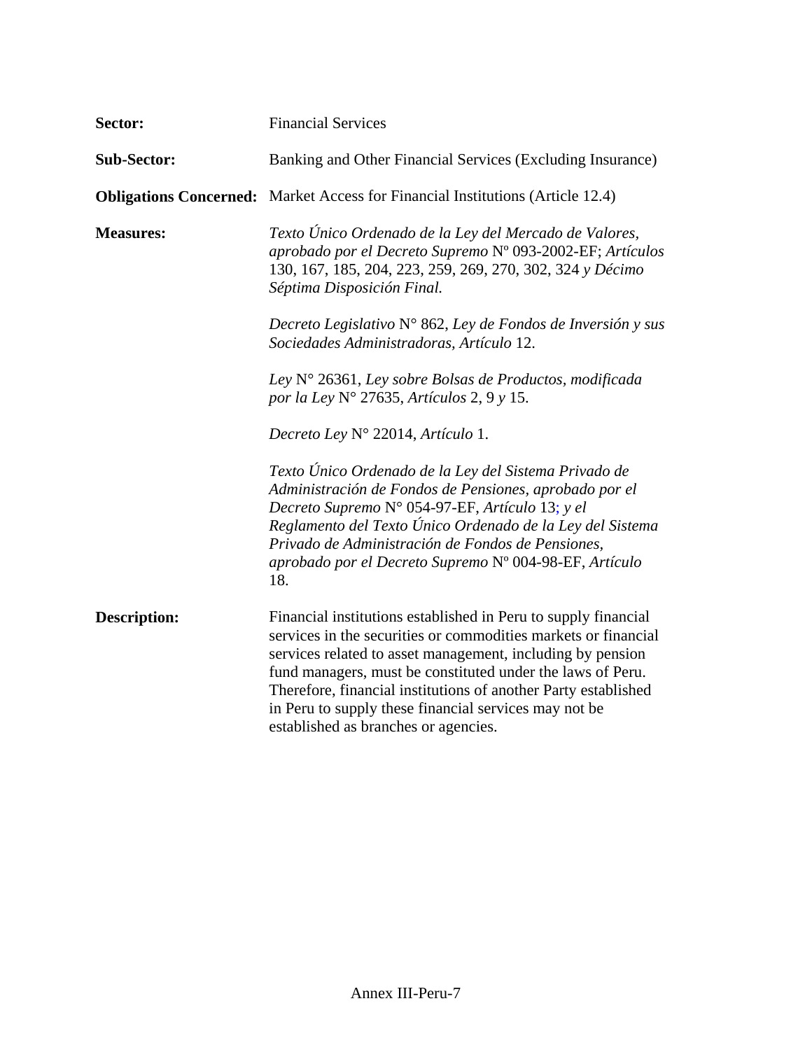**Sector:** Financial Services

**Sub-Sector:** Banking and Other Financial Services (Excluding Insurance)

**Obligations Concerned:** Market Access for Financial Institutions (Article 12.4)

**Measures:** *Texto Único Ordenado de la Ley del Mercado de Valores, aprobado por el Decreto Supremo* Nº 093-2002-EF; *Artículos* 130, 167, 185, 204, 223, 259, 269, 270, 302, 324 *y Décimo Séptima Disposición Final.*

*Decreto Legislativo* N° 862, *Ley de Fondos de Inversión y sus Sociedades Administradoras, Artículo* 12.

*Ley* N° 26361, *Ley sobre Bolsas de Productos, modificada por la Ley* N° 27635, *Artículos* 2, 9 *y* 15.

*Decreto Ley* N° 22014, *Artículo* 1.

*Texto Único Ordenado de la Ley del Sistema Privado de Administración de Fondos de Pensiones, aprobado por el Decreto Supremo* N° 054-97-EF, *Artículo* 13; *y el Reglamento del Texto Único Ordenado de la Ley del Sistema Privado de Administración de Fondos de Pensiones, aprobado por el Decreto Supremo* Nº 004-98-EF, *Artículo* 18.

**Description:** Financial institutions established in Peru to supply financial services in the securities or commodities markets or financial services related to asset management, including by pension fund managers, must be constituted under the laws of Peru. Therefore, financial institutions of another Party established in Peru to supply these financial services may not be established as branches or agencies.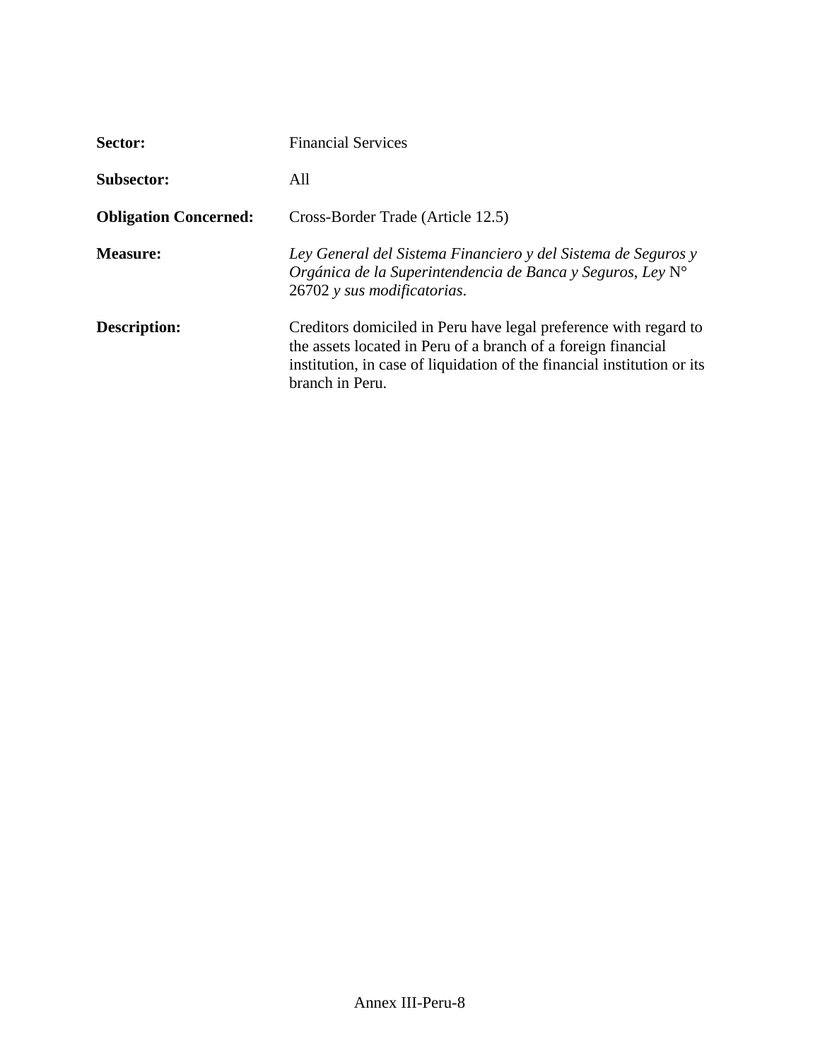**Sector:** Financial Services

**Subsector:** All

**Obligation Concerned:** Cross-Border Trade (Article 12.5)

**Measure:** *Ley General del Sistema Financiero y del Sistema de Seguros y Orgánica de la Superintendencia de Banca y Seguros, Ley* N° 26702 *y sus modificatorias*.

**Description:** Creditors domiciled in Peru have legal preference with regard to the assets located in Peru of a branch of a foreign financial institution, in case of liquidation of the financial institution or its branch in Peru.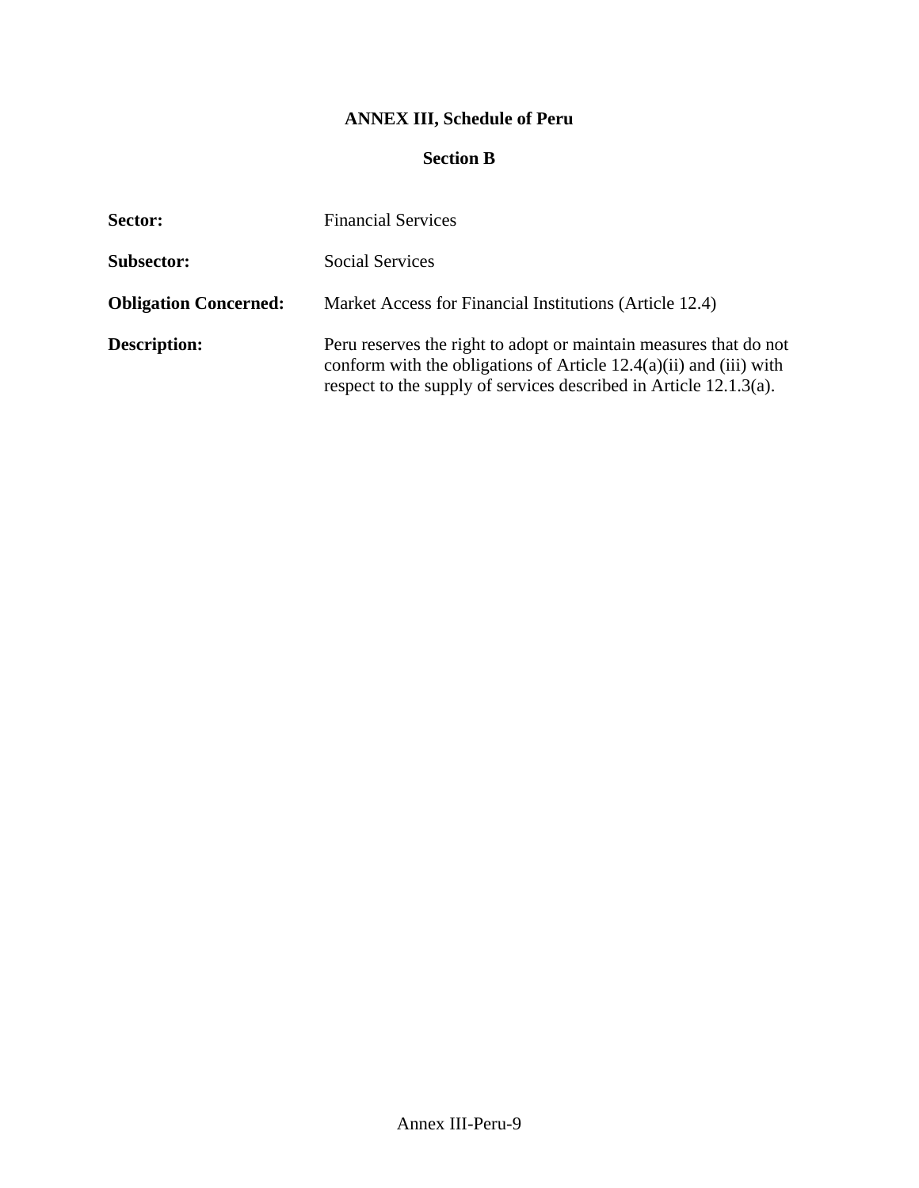# ANNEX III, Schedule of Peru

## Section B

**Sector:** Financial Services

**Subsector:** Social Services

**Obligation Concerned:** Market Access for Financial Institutions (Article 12.4)

**Description:** Peru reserves the right to adopt or maintain measures that do not conform with the obligations of Article 12.4(a)(ii) and (iii) with respect to the supply of services described in Article 12.1.3(a).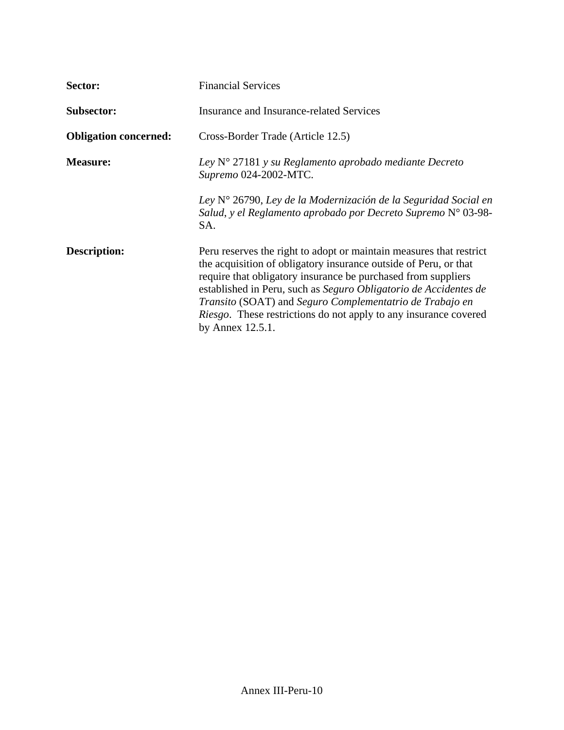**Sector:** Financial Services

**Subsector:** Insurance and Insurance-related Services

**Obligation concerned:** Cross-Border Trade (Article 12.5)

**Measure:** *Ley* N° 27181 *y su Reglamento aprobado mediante Decreto Supremo* 024-2002-MTC.

*Ley* N° 26790, *Ley de la Modernización de la Seguridad Social en Salud, y el Reglamento aprobado por Decreto Supremo* N° 03-98-SA.

**Description:** Peru reserves the right to adopt or maintain measures that restrict the acquisition of obligatory insurance outside of Peru, or that require that obligatory insurance be purchased from suppliers established in Peru, such as *Seguro Obligatorio de Accidentes de Transito* (SOAT) and *Seguro Complementatrio de Trabajo en Riesgo*. These restrictions do not apply to any insurance covered by Annex 12.5.1.